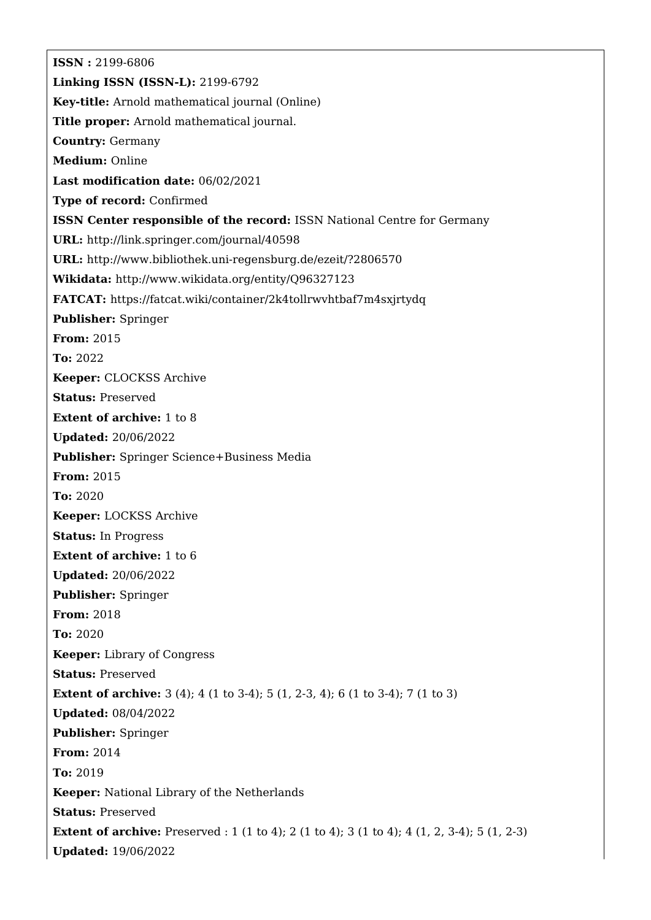**ISSN :** 2199-6806

**Linking ISSN (ISSN-L):** 2199-6792

**Key-title:** Arnold mathematical journal (Online)

**Title proper:** Arnold mathematical journal.

**Country:** Germany

**Medium:** Online

**Last modification date:** 06/02/2021

**Type of record:** Confirmed

**ISSN Center responsible of the record:** ISSN National Centre for Germany

**URL:** http://link.springer.com/journal/40598

**URL:** http://www.bibliothek.uni-regensburg.de/ezeit/?2806570

**Wikidata:** http://www.wikidata.org/entity/Q96327123

**FATCAT:** https://fatcat.wiki/container/2k4tollrwvhtbaf7m4sxjrtydq

**Publisher:** Springer

**From:** 2015

**To:** 2022

**Keeper:** CLOCKSS Archive

**Status:** Preserved

**Extent of archive:** 1 to 8

**Updated:** 20/06/2022

**Publisher:** Springer Science+Business Media

**From:** 2015

**To:** 2020

**Keeper:** LOCKSS Archive

**Status:** In Progress

**Extent of archive:** 1 to 6

**Updated:** 20/06/2022

**Publisher:** Springer

**From:** 2018

**To:** 2020

**Keeper:** Library of Congress

**Status:** Preserved

**Extent of archive:** 3 (4); 4 (1 to 3-4); 5 (1, 2-3, 4); 6 (1 to 3-4); 7 (1 to 3)

**Updated:** 08/04/2022

**Publisher:** Springer

**From:** 2014

**To:** 2019

**Keeper:** National Library of the Netherlands

**Status:** Preserved

**Extent of archive:** Preserved : 1 (1 to 4); 2 (1 to 4); 3 (1 to 4); 4 (1, 2, 3-4); 5 (1, 2-3)

**Updated:** 19/06/2022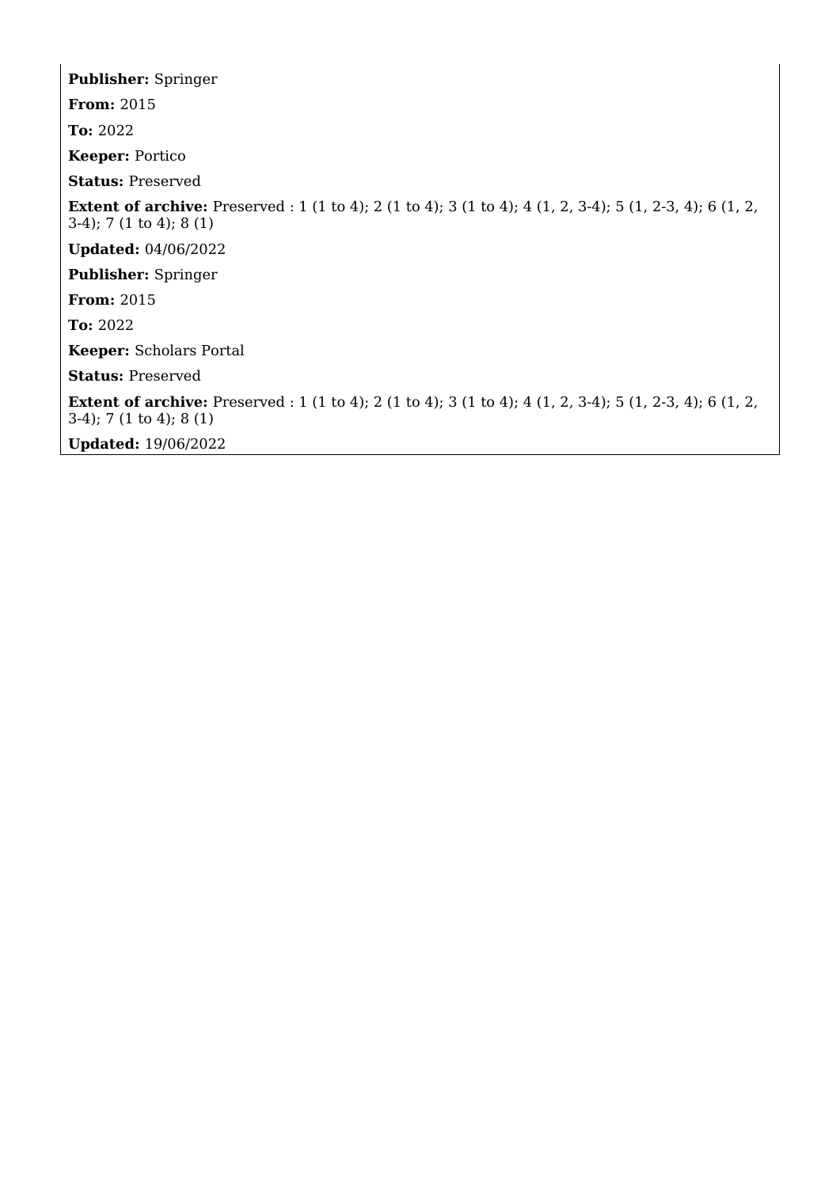**Publisher:** Springer

**From:** 2015

**To:** 2022

**Keeper:** Portico

**Status:** Preserved

**Extent of archive:** Preserved : 1 (1 to 4); 2 (1 to 4); 3 (1 to 4); 4 (1, 2, 3-4); 5 (1, 2-3, 4); 6 (1, 2, 3-4); 7 (1 to 4); 8 (1)

**Updated:** 04/06/2022

**Publisher:** Springer

**From:** 2015

**To:** 2022

**Keeper:** Scholars Portal

**Status:** Preserved

**Extent of archive:** Preserved : 1 (1 to 4); 2 (1 to 4); 3 (1 to 4); 4 (1, 2, 3-4); 5 (1, 2-3, 4); 6 (1, 2, 3-4); 7 (1 to 4); 8 (1)

**Updated:** 19/06/2022